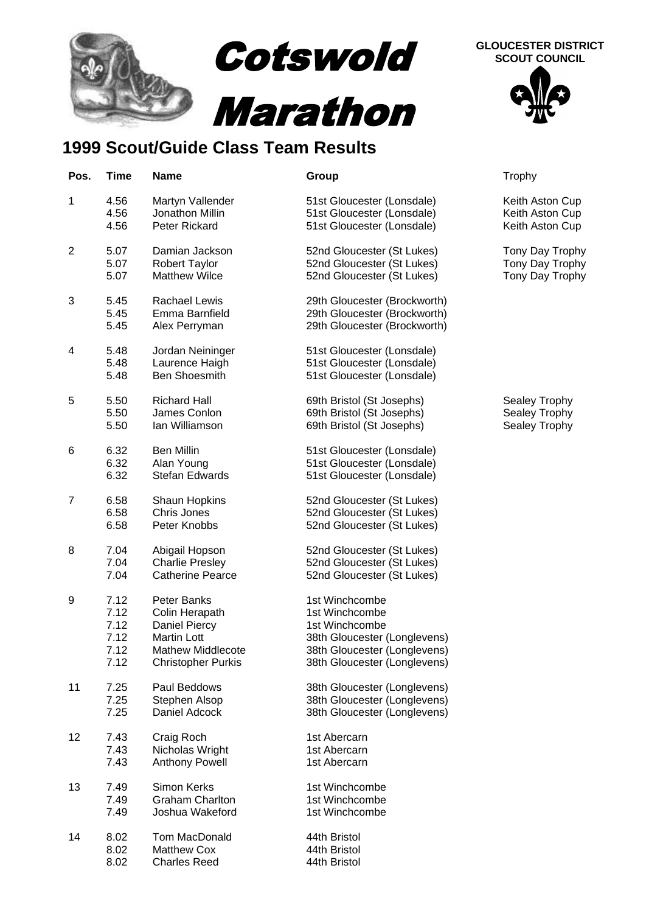# Cotswold Marathon

**GLOUCESTER DISTRICT SCOUT COUNCIL**

## 1999 Scout/Guide Class Team Results

| Pos. | Time | Name | Group | Trophy |
|---|---|---|---|---|
| 1 | 4.56 | Martyn Vallender | 51st Gloucester (Lonsdale) | Keith Aston Cup |
| | 4.56 | Jonathon Millin | 51st Gloucester (Lonsdale) | Keith Aston Cup |
| | 4.56 | Peter Rickard | 51st Gloucester (Lonsdale) | Keith Aston Cup |
| 2 | 5.07 | Damian Jackson | 52nd Gloucester (St Lukes) | Tony Day Trophy |
| | 5.07 | Robert Taylor | 52nd Gloucester (St Lukes) | Tony Day Trophy |
| | 5.07 | Matthew Wilce | 52nd Gloucester (St Lukes) | Tony Day Trophy |
| 3 | 5.45 | Rachael Lewis | 29th Gloucester (Brockworth) | |
| | 5.45 | Emma Barnfield | 29th Gloucester (Brockworth) | |
| | 5.45 | Alex Perryman | 29th Gloucester (Brockworth) | |
| 4 | 5.48 | Jordan Neininger | 51st Gloucester (Lonsdale) | |
| | 5.48 | Laurence Haigh | 51st Gloucester (Lonsdale) | |
| | 5.48 | Ben Shoesmith | 51st Gloucester (Lonsdale) | |
| 5 | 5.50 | Richard Hall | 69th Bristol (St Josephs) | Sealey Trophy |
| | 5.50 | James Conlon | 69th Bristol (St Josephs) | Sealey Trophy |
| | 5.50 | Ian Williamson | 69th Bristol (St Josephs) | Sealey Trophy |
| 6 | 6.32 | Ben Millin | 51st Gloucester (Lonsdale) | |
| | 6.32 | Alan Young | 51st Gloucester (Lonsdale) | |
| | 6.32 | Stefan Edwards | 51st Gloucester (Lonsdale) | |
| 7 | 6.58 | Shaun Hopkins | 52nd Gloucester (St Lukes) | |
| | 6.58 | Chris Jones | 52nd Gloucester (St Lukes) | |
| | 6.58 | Peter Knobbs | 52nd Gloucester (St Lukes) | |
| 8 | 7.04 | Abigail Hopson | 52nd Gloucester (St Lukes) | |
| | 7.04 | Charlie Presley | 52nd Gloucester (St Lukes) | |
| | 7.04 | Catherine Pearce | 52nd Gloucester (St Lukes) | |
| 9 | 7.12 | Peter Banks | 1st Winchcombe | |
| | 7.12 | Colin Herapath | 1st Winchcombe | |
| | 7.12 | Daniel Piercy | 1st Winchcombe | |
| | 7.12 | Martin Lott | 38th Gloucester (Longlevens) | |
| | 7.12 | Mathew Middlecote | 38th Gloucester (Longlevens) | |
| | 7.12 | Christopher Purkis | 38th Gloucester (Longlevens) | |
| 11 | 7.25 | Paul Beddows | 38th Gloucester (Longlevens) | |
| | 7.25 | Stephen Alsop | 38th Gloucester (Longlevens) | |
| | 7.25 | Daniel Adcock | 38th Gloucester (Longlevens) | |
| 12 | 7.43 | Craig Roch | 1st Abercarn | |
| | 7.43 | Nicholas Wright | 1st Abercarn | |
| | 7.43 | Anthony Powell | 1st Abercarn | |
| 13 | 7.49 | Simon Kerks | 1st Winchcombe | |
| | 7.49 | Graham Charlton | 1st Winchcombe | |
| | 7.49 | Joshua Wakeford | 1st Winchcombe | |
| 14 | 8.02 | Tom MacDonald | 44th Bristol | |
| | 8.02 | Matthew Cox | 44th Bristol | |
| | 8.02 | Charles Reed | 44th Bristol | |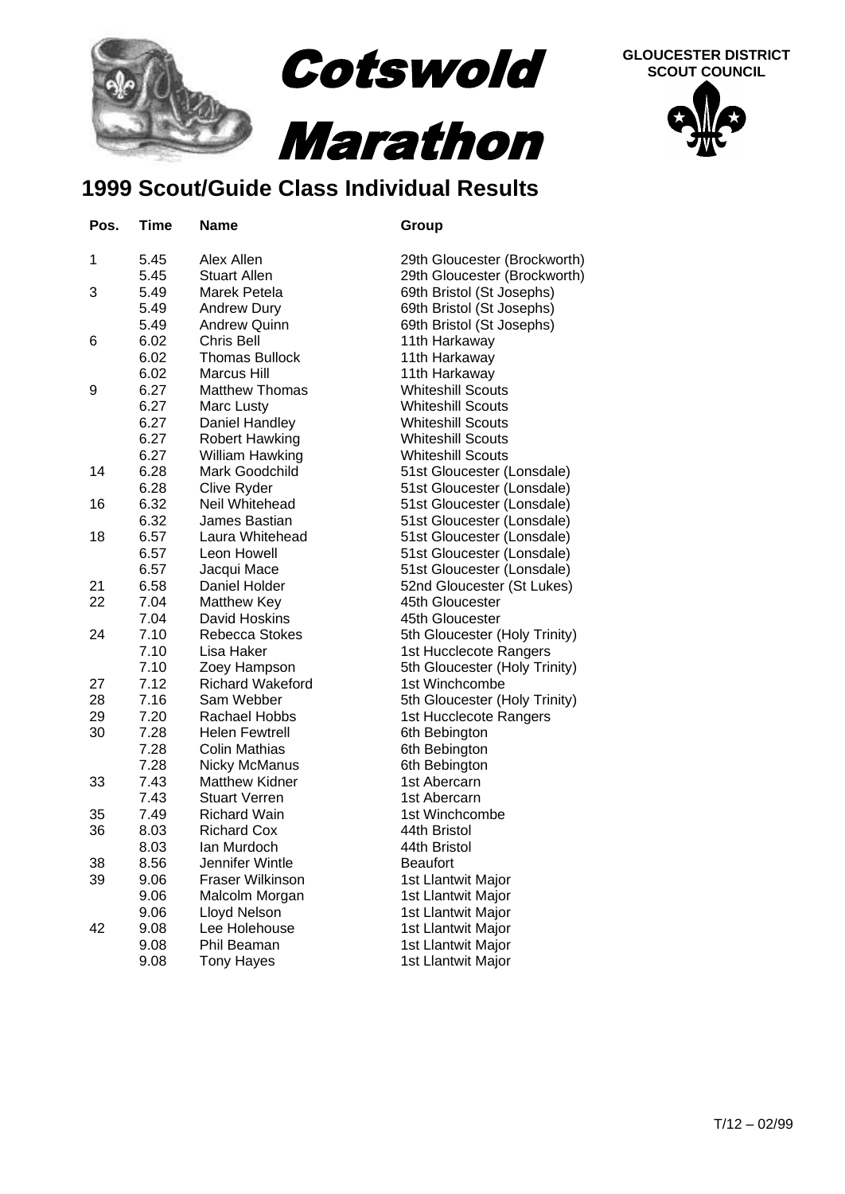# Cotswold Marathon

**GLOUCESTER DISTRICT SCOUT COUNCIL**

## 1999 Scout/Guide Class Individual Results

| Pos. | Time | Name | Group |
|---|---|---|---|
| 1 | 5.45 | Alex Allen | 29th Gloucester (Brockworth) |
| | 5.45 | Stuart Allen | 29th Gloucester (Brockworth) |
| 3 | 5.49 | Marek Petela | 69th Bristol (St Josephs) |
| | 5.49 | Andrew Dury | 69th Bristol (St Josephs) |
| | 5.49 | Andrew Quinn | 69th Bristol (St Josephs) |
| 6 | 6.02 | Chris Bell | 11th Harkaway |
| | 6.02 | Thomas Bullock | 11th Harkaway |
| | 6.02 | Marcus Hill | 11th Harkaway |
| 9 | 6.27 | Matthew Thomas | Whiteshill Scouts |
| | 6.27 | Marc Lusty | Whiteshill Scouts |
| | 6.27 | Daniel Handley | Whiteshill Scouts |
| | 6.27 | Robert Hawking | Whiteshill Scouts |
| | 6.27 | William Hawking | Whiteshill Scouts |
| 14 | 6.28 | Mark Goodchild | 51st Gloucester (Lonsdale) |
| | 6.28 | Clive Ryder | 51st Gloucester (Lonsdale) |
| 16 | 6.32 | Neil Whitehead | 51st Gloucester (Lonsdale) |
| | 6.32 | James Bastian | 51st Gloucester (Lonsdale) |
| 18 | 6.57 | Laura Whitehead | 51st Gloucester (Lonsdale) |
| | 6.57 | Leon Howell | 51st Gloucester (Lonsdale) |
| | 6.57 | Jacqui Mace | 51st Gloucester (Lonsdale) |
| 21 | 6.58 | Daniel Holder | 52nd Gloucester (St Lukes) |
| 22 | 7.04 | Matthew Key | 45th Gloucester |
| | 7.04 | David Hoskins | 45th Gloucester |
| 24 | 7.10 | Rebecca Stokes | 5th Gloucester (Holy Trinity) |
| | 7.10 | Lisa Haker | 1st Hucclecote Rangers |
| | 7.10 | Zoey Hampson | 5th Gloucester (Holy Trinity) |
| 27 | 7.12 | Richard Wakeford | 1st Winchcombe |
| 28 | 7.16 | Sam Webber | 5th Gloucester (Holy Trinity) |
| 29 | 7.20 | Rachael Hobbs | 1st Hucclecote Rangers |
| 30 | 7.28 | Helen Fewtrell | 6th Bebington |
| | 7.28 | Colin Mathias | 6th Bebington |
| | 7.28 | Nicky McManus | 6th Bebington |
| 33 | 7.43 | Matthew Kidner | 1st Abercarn |
| | 7.43 | Stuart Verren | 1st Abercarn |
| 35 | 7.49 | Richard Wain | 1st Winchcombe |
| 36 | 8.03 | Richard Cox | 44th Bristol |
| | 8.03 | Ian Murdoch | 44th Bristol |
| 38 | 8.56 | Jennifer Wintle | Beaufort |
| 39 | 9.06 | Fraser Wilkinson | 1st Llantwit Major |
| | 9.06 | Malcolm Morgan | 1st Llantwit Major |
| | 9.06 | Lloyd Nelson | 1st Llantwit Major |
| 42 | 9.08 | Lee Holehouse | 1st Llantwit Major |
| | 9.08 | Phil Beaman | 1st Llantwit Major |
| | 9.08 | Tony Hayes | 1st Llantwit Major |

T/12 – 02/99